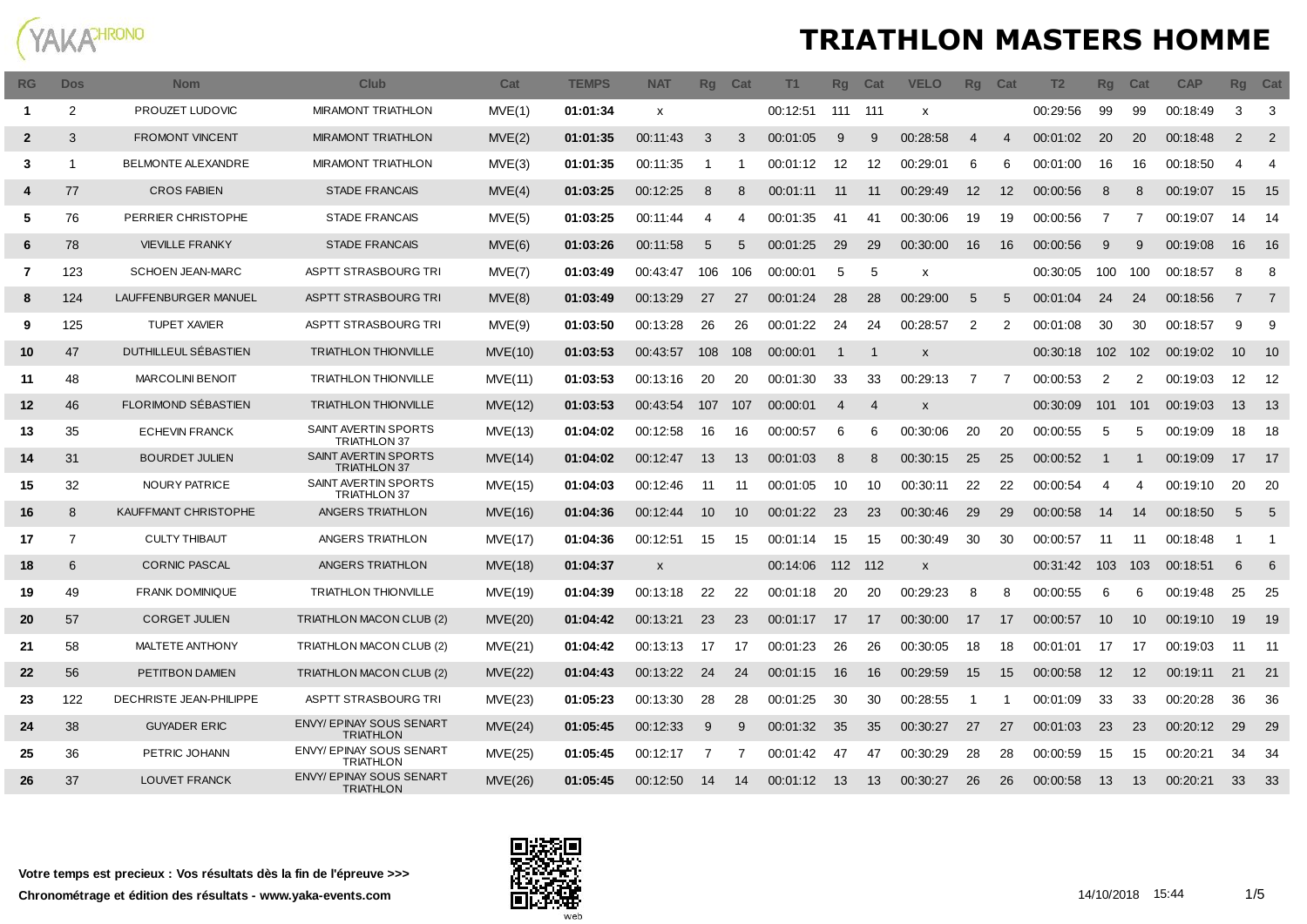# TRIATHLON MASTERS HOMME

| RG | Dos | Nom | Club | Cat | TEMPS | NAT | Rg | Cat | T1 | Rg | Cat | VELO | Rg | Cat | T2 | Rg | Cat | CAP | Rg | Cat |
|---|---|---|---|---|---|---|---|---|---|---|---|---|---|---|---|---|---|---|---|---|
| 1 | 2 | PROUZET LUDOVIC | MIRAMONT TRIATHLON | MVE(1) | **01:01:34** | x | | | 00:12:51 | 111 | 111 | x | | | 00:29:56 | 99 | 99 | 00:18:49 | 3 | 3 |
| 2 | 3 | FROMONT VINCENT | MIRAMONT TRIATHLON | MVE(2) | **01:01:35** | 00:11:43 | 3 | 3 | 00:01:05 | 9 | 9 | 00:28:58 | 4 | 4 | 00:01:02 | 20 | 20 | 00:18:48 | 2 | 2 |
| 3 | 1 | BELMONTE ALEXANDRE | MIRAMONT TRIATHLON | MVE(3) | **01:01:35** | 00:11:35 | 1 | 1 | 00:01:12 | 12 | 12 | 00:29:01 | 6 | 6 | 00:01:00 | 16 | 16 | 00:18:50 | 4 | 4 |
| 4 | 77 | CROS FABIEN | STADE FRANCAIS | MVE(4) | **01:03:25** | 00:12:25 | 8 | 8 | 00:01:11 | 11 | 11 | 00:29:49 | 12 | 12 | 00:00:56 | 8 | 8 | 00:19:07 | 15 | 15 |
| 5 | 76 | PERRIER CHRISTOPHE | STADE FRANCAIS | MVE(5) | **01:03:25** | 00:11:44 | 4 | 4 | 00:01:35 | 41 | 41 | 00:30:06 | 19 | 19 | 00:00:56 | 7 | 7 | 00:19:07 | 14 | 14 |
| 6 | 78 | VIEVILLE FRANKY | STADE FRANCAIS | MVE(6) | **01:03:26** | 00:11:58 | 5 | 5 | 00:01:25 | 29 | 29 | 00:30:00 | 16 | 16 | 00:00:56 | 9 | 9 | 00:19:08 | 16 | 16 |
| 7 | 123 | SCHOEN JEAN-MARC | ASPTT STRASBOURG TRI | MVE(7) | **01:03:49** | 00:43:47 | 106 | 106 | 00:00:01 | 5 | 5 | x | | | 00:30:05 | 100 | 100 | 00:18:57 | 8 | 8 |
| 8 | 124 | LAUFFENBURGER MANUEL | ASPTT STRASBOURG TRI | MVE(8) | **01:03:49** | 00:13:29 | 27 | 27 | 00:01:24 | 28 | 28 | 00:29:00 | 5 | 5 | 00:01:04 | 24 | 24 | 00:18:56 | 7 | 7 |
| 9 | 125 | TUPET XAVIER | ASPTT STRASBOURG TRI | MVE(9) | **01:03:50** | 00:13:28 | 26 | 26 | 00:01:22 | 24 | 24 | 00:28:57 | 2 | 2 | 00:01:08 | 30 | 30 | 00:18:57 | 9 | 9 |
| 10 | 47 | DUTHILLEUL SÉBASTIEN | TRIATHLON THIONVILLE | MVE(10) | **01:03:53** | 00:43:57 | 108 | 108 | 00:00:01 | 1 | 1 | x | | | 00:30:18 | 102 | 102 | 00:19:02 | 10 | 10 |
| 11 | 48 | MARCOLINI BENOIT | TRIATHLON THIONVILLE | MVE(11) | **01:03:53** | 00:13:16 | 20 | 20 | 00:01:30 | 33 | 33 | 00:29:13 | 7 | 7 | 00:00:53 | 2 | 2 | 00:19:03 | 12 | 12 |
| 12 | 46 | FLORIMOND SÉBASTIEN | TRIATHLON THIONVILLE | MVE(12) | **01:03:53** | 00:43:54 | 107 | 107 | 00:00:01 | 4 | 4 | x | | | 00:30:09 | 101 | 101 | 00:19:03 | 13 | 13 |
| 13 | 35 | ECHEVIN FRANCK | SAINT AVERTIN SPORTS TRIATHLON 37 | MVE(13) | **01:04:02** | 00:12:58 | 16 | 16 | 00:00:57 | 6 | 6 | 00:30:06 | 20 | 20 | 00:00:55 | 5 | 5 | 00:19:09 | 18 | 18 |
| 14 | 31 | BOURDET JULIEN | SAINT AVERTIN SPORTS TRIATHLON 37 | MVE(14) | **01:04:02** | 00:12:47 | 13 | 13 | 00:01:03 | 8 | 8 | 00:30:15 | 25 | 25 | 00:00:52 | 1 | 1 | 00:19:09 | 17 | 17 |
| 15 | 32 | NOURY PATRICE | SAINT AVERTIN SPORTS TRIATHLON 37 | MVE(15) | **01:04:03** | 00:12:46 | 11 | 11 | 00:01:05 | 10 | 10 | 00:30:11 | 22 | 22 | 00:00:54 | 4 | 4 | 00:19:10 | 20 | 20 |
| 16 | 8 | KAUFFMANT CHRISTOPHE | ANGERS TRIATHLON | MVE(16) | **01:04:36** | 00:12:44 | 10 | 10 | 00:01:22 | 23 | 23 | 00:30:46 | 29 | 29 | 00:00:58 | 14 | 14 | 00:18:50 | 5 | 5 |
| 17 | 7 | CULTY THIBAUT | ANGERS TRIATHLON | MVE(17) | **01:04:36** | 00:12:51 | 15 | 15 | 00:01:14 | 15 | 15 | 00:30:49 | 30 | 30 | 00:00:57 | 11 | 11 | 00:18:48 | 1 | 1 |
| 18 | 6 | CORNIC PASCAL | ANGERS TRIATHLON | MVE(18) | **01:04:37** | x | | | 00:14:06 | 112 | 112 | x | | | 00:31:42 | 103 | 103 | 00:18:51 | 6 | 6 |
| 19 | 49 | FRANK DOMINIQUE | TRIATHLON THIONVILLE | MVE(19) | **01:04:39** | 00:13:18 | 22 | 22 | 00:01:18 | 20 | 20 | 00:29:23 | 8 | 8 | 00:00:55 | 6 | 6 | 00:19:48 | 25 | 25 |
| 20 | 57 | CORGET JULIEN | TRIATHLON MACON CLUB (2) | MVE(20) | **01:04:42** | 00:13:21 | 23 | 23 | 00:01:17 | 17 | 17 | 00:30:00 | 17 | 17 | 00:00:57 | 10 | 10 | 00:19:10 | 19 | 19 |
| 21 | 58 | MALTETE ANTHONY | TRIATHLON MACON CLUB (2) | MVE(21) | **01:04:42** | 00:13:13 | 17 | 17 | 00:01:23 | 26 | 26 | 00:30:05 | 18 | 18 | 00:01:01 | 17 | 17 | 00:19:03 | 11 | 11 |
| 22 | 56 | PETITBON DAMIEN | TRIATHLON MACON CLUB (2) | MVE(22) | **01:04:43** | 00:13:22 | 24 | 24 | 00:01:15 | 16 | 16 | 00:29:59 | 15 | 15 | 00:00:58 | 12 | 12 | 00:19:11 | 21 | 21 |
| 23 | 122 | DECHRISTE JEAN-PHILIPPE | ASPTT STRASBOURG TRI | MVE(23) | **01:05:23** | 00:13:30 | 28 | 28 | 00:01:25 | 30 | 30 | 00:28:55 | 1 | 1 | 00:01:09 | 33 | 33 | 00:20:28 | 36 | 36 |
| 24 | 38 | GUYADER ERIC | ENVY/ EPINAY SOUS SENART TRIATHLON | MVE(24) | **01:05:45** | 00:12:33 | 9 | 9 | 00:01:32 | 35 | 35 | 00:30:27 | 27 | 27 | 00:01:03 | 23 | 23 | 00:20:12 | 29 | 29 |
| 25 | 36 | PETRIC JOHANN | ENVY/ EPINAY SOUS SENART TRIATHLON | MVE(25) | **01:05:45** | 00:12:17 | 7 | 7 | 00:01:42 | 47 | 47 | 00:30:29 | 28 | 28 | 00:00:59 | 15 | 15 | 00:20:21 | 34 | 34 |
| 26 | 37 | LOUVET FRANCK | ENVY/ EPINAY SOUS SENART TRIATHLON | MVE(26) | **01:05:45** | 00:12:50 | 14 | 14 | 00:01:12 | 13 | 13 | 00:30:27 | 26 | 26 | 00:00:58 | 13 | 13 | 00:20:21 | 33 | 33 |

**Votre temps est precieux : Vos résultats dès la fin de l'épreuve >>>**

**Chronométrage et édition des résultats - www.yaka-events.com**

14/10/2018 15:44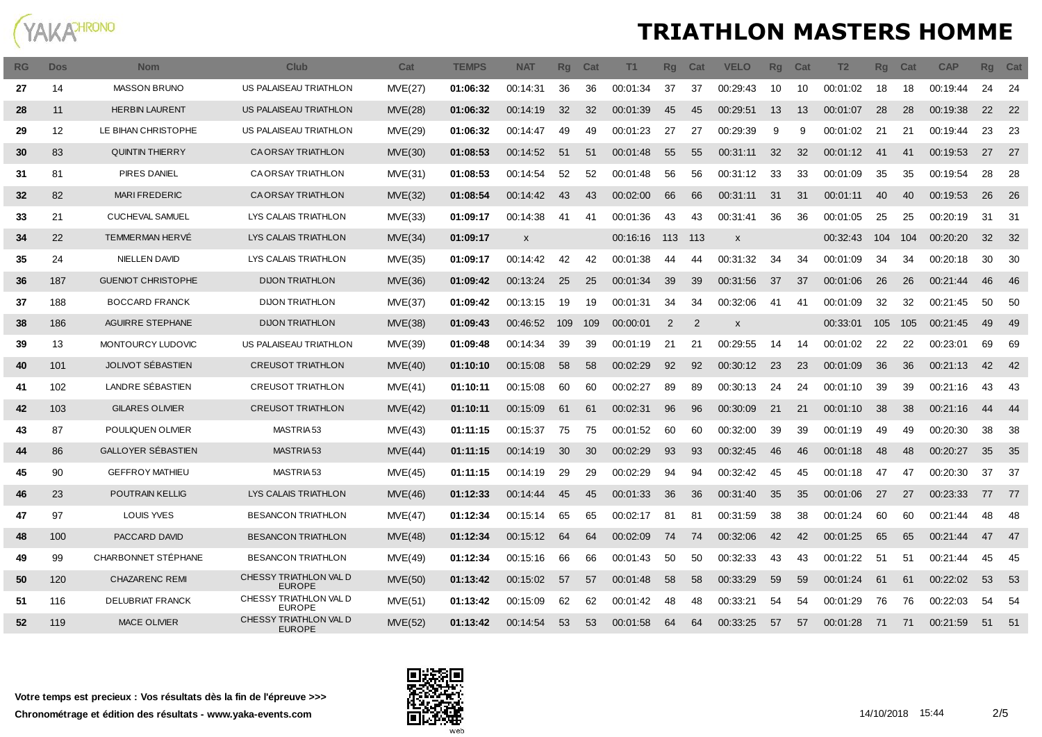# TRIATHLON MASTERS HOMME

| RG | Dos | Nom | Club | Cat | TEMPS | NAT | Rg | Cat | T1 | Rg | Cat | VELO | Rg | Cat | T2 | Rg | Cat | CAP | Rg | Cat |
|---|---|---|---|---|---|---|---|---|---|---|---|---|---|---|---|---|---|---|---|---|
| 27 | 14 | MASSON BRUNO | US PALAISEAU TRIATHLON | MVE(27) | **01:06:32** | 00:14:31 | 36 | 36 | 00:01:34 | 37 | 37 | 00:29:43 | 10 | 10 | 00:01:02 | 18 | 18 | 00:19:44 | 24 | 24 |
| 28 | 11 | HERBIN LAURENT | US PALAISEAU TRIATHLON | MVE(28) | **01:06:32** | 00:14:19 | 32 | 32 | 00:01:39 | 45 | 45 | 00:29:51 | 13 | 13 | 00:01:07 | 28 | 28 | 00:19:38 | 22 | 22 |
| 29 | 12 | LE BIHAN CHRISTOPHE | US PALAISEAU TRIATHLON | MVE(29) | **01:06:32** | 00:14:47 | 49 | 49 | 00:01:23 | 27 | 27 | 00:29:39 | 9 | 9 | 00:01:02 | 21 | 21 | 00:19:44 | 23 | 23 |
| 30 | 83 | QUINTIN THIERRY | CA ORSAY TRIATHLON | MVE(30) | **01:08:53** | 00:14:52 | 51 | 51 | 00:01:48 | 55 | 55 | 00:31:11 | 32 | 32 | 00:01:12 | 41 | 41 | 00:19:53 | 27 | 27 |
| 31 | 81 | PIRES DANIEL | CA ORSAY TRIATHLON | MVE(31) | **01:08:53** | 00:14:54 | 52 | 52 | 00:01:48 | 56 | 56 | 00:31:12 | 33 | 33 | 00:01:09 | 35 | 35 | 00:19:54 | 28 | 28 |
| 32 | 82 | MARI FREDERIC | CA ORSAY TRIATHLON | MVE(32) | **01:08:54** | 00:14:42 | 43 | 43 | 00:02:00 | 66 | 66 | 00:31:11 | 31 | 31 | 00:01:11 | 40 | 40 | 00:19:53 | 26 | 26 |
| 33 | 21 | CUCHEVAL SAMUEL | LYS CALAIS TRIATHLON | MVE(33) | **01:09:17** | 00:14:38 | 41 | 41 | 00:01:36 | 43 | 43 | 00:31:41 | 36 | 36 | 00:01:05 | 25 | 25 | 00:20:19 | 31 | 31 |
| 34 | 22 | TEMMERMAN HERVÉ | LYS CALAIS TRIATHLON | MVE(34) | **01:09:17** | x | | | 00:16:16 | 113 | 113 | x | | | 00:32:43 | 104 | 104 | 00:20:20 | 32 | 32 |
| 35 | 24 | NIELLEN DAVID | LYS CALAIS TRIATHLON | MVE(35) | **01:09:17** | 00:14:42 | 42 | 42 | 00:01:38 | 44 | 44 | 00:31:32 | 34 | 34 | 00:01:09 | 34 | 34 | 00:20:18 | 30 | 30 |
| 36 | 187 | GUENIOT CHRISTOPHE | DIJON TRIATHLON | MVE(36) | **01:09:42** | 00:13:24 | 25 | 25 | 00:01:34 | 39 | 39 | 00:31:56 | 37 | 37 | 00:01:06 | 26 | 26 | 00:21:44 | 46 | 46 |
| 37 | 188 | BOCCARD FRANCK | DIJON TRIATHLON | MVE(37) | **01:09:42** | 00:13:15 | 19 | 19 | 00:01:31 | 34 | 34 | 00:32:06 | 41 | 41 | 00:01:09 | 32 | 32 | 00:21:45 | 50 | 50 |
| 38 | 186 | AGUIRRE STEPHANE | DIJON TRIATHLON | MVE(38) | **01:09:43** | 00:46:52 | 109 | 109 | 00:00:01 | 2 | 2 | x | | | 00:33:01 | 105 | 105 | 00:21:45 | 49 | 49 |
| 39 | 13 | MONTOURCY LUDOVIC | US PALAISEAU TRIATHLON | MVE(39) | **01:09:48** | 00:14:34 | 39 | 39 | 00:01:19 | 21 | 21 | 00:29:55 | 14 | 14 | 00:01:02 | 22 | 22 | 00:23:01 | 69 | 69 |
| 40 | 101 | JOLIVOT SÉBASTIEN | CREUSOT TRIATHLON | MVE(40) | **01:10:10** | 00:15:08 | 58 | 58 | 00:02:29 | 92 | 92 | 00:30:12 | 23 | 23 | 00:01:09 | 36 | 36 | 00:21:13 | 42 | 42 |
| 41 | 102 | LANDRE SÉBASTIEN | CREUSOT TRIATHLON | MVE(41) | **01:10:11** | 00:15:08 | 60 | 60 | 00:02:27 | 89 | 89 | 00:30:13 | 24 | 24 | 00:01:10 | 39 | 39 | 00:21:16 | 43 | 43 |
| 42 | 103 | GILARES OLIVIER | CREUSOT TRIATHLON | MVE(42) | **01:10:11** | 00:15:09 | 61 | 61 | 00:02:31 | 96 | 96 | 00:30:09 | 21 | 21 | 00:01:10 | 38 | 38 | 00:21:16 | 44 | 44 |
| 43 | 87 | POULIQUEN OLIVIER | MASTRIA 53 | MVE(43) | **01:11:15** | 00:15:37 | 75 | 75 | 00:01:52 | 60 | 60 | 00:32:00 | 39 | 39 | 00:01:19 | 49 | 49 | 00:20:30 | 38 | 38 |
| 44 | 86 | GALLOYER SÉBASTIEN | MASTRIA 53 | MVE(44) | **01:11:15** | 00:14:19 | 30 | 30 | 00:02:29 | 93 | 93 | 00:32:45 | 46 | 46 | 00:01:18 | 48 | 48 | 00:20:27 | 35 | 35 |
| 45 | 90 | GEFFROY MATHIEU | MASTRIA 53 | MVE(45) | **01:11:15** | 00:14:19 | 29 | 29 | 00:02:29 | 94 | 94 | 00:32:42 | 45 | 45 | 00:01:18 | 47 | 47 | 00:20:30 | 37 | 37 |
| 46 | 23 | POUTRAIN KELLIG | LYS CALAIS TRIATHLON | MVE(46) | **01:12:33** | 00:14:44 | 45 | 45 | 00:01:33 | 36 | 36 | 00:31:40 | 35 | 35 | 00:01:06 | 27 | 27 | 00:23:33 | 77 | 77 |
| 47 | 97 | LOUIS YVES | BESANCON TRIATHLON | MVE(47) | **01:12:34** | 00:15:14 | 65 | 65 | 00:02:17 | 81 | 81 | 00:31:59 | 38 | 38 | 00:01:24 | 60 | 60 | 00:21:44 | 48 | 48 |
| 48 | 100 | PACCARD DAVID | BESANCON TRIATHLON | MVE(48) | **01:12:34** | 00:15:12 | 64 | 64 | 00:02:09 | 74 | 74 | 00:32:06 | 42 | 42 | 00:01:25 | 65 | 65 | 00:21:44 | 47 | 47 |
| 49 | 99 | CHARBONNET STÉPHANE | BESANCON TRIATHLON | MVE(49) | **01:12:34** | 00:15:16 | 66 | 66 | 00:01:43 | 50 | 50 | 00:32:33 | 43 | 43 | 00:01:22 | 51 | 51 | 00:21:44 | 45 | 45 |
| 50 | 120 | CHAZARENC REMI | CHESSY TRIATHLON VAL D EUROPE | MVE(50) | **01:13:42** | 00:15:02 | 57 | 57 | 00:01:48 | 58 | 58 | 00:33:29 | 59 | 59 | 00:01:24 | 61 | 61 | 00:22:02 | 53 | 53 |
| 51 | 116 | DELUBRIAT FRANCK | CHESSY TRIATHLON VAL D EUROPE | MVE(51) | **01:13:42** | 00:15:09 | 62 | 62 | 00:01:42 | 48 | 48 | 00:33:21 | 54 | 54 | 00:01:29 | 76 | 76 | 00:22:03 | 54 | 54 |
| 52 | 119 | MACE OLIVIER | CHESSY TRIATHLON VAL D EUROPE | MVE(52) | **01:13:42** | 00:14:54 | 53 | 53 | 00:01:58 | 64 | 64 | 00:33:25 | 57 | 57 | 00:01:28 | 71 | 71 | 00:21:59 | 51 | 51 |

**Votre temps est precieux : Vos résultats dès la fin de l'épreuve >>>**

**Chronométrage et édition des résultats - www.yaka-events.com**

14/10/2018 15:44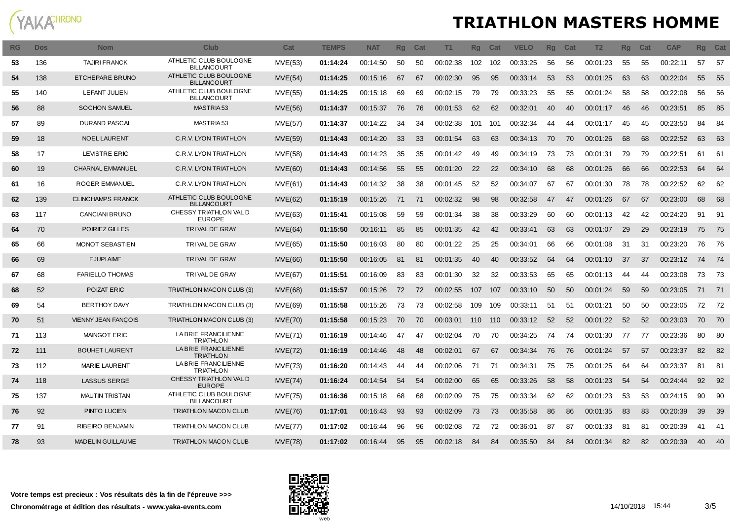# TRIATHLON MASTERS HOMME

| RG | Dos | Nom | Club | Cat | TEMPS | NAT | Rg | Cat | T1 | Rg | Cat | VELO | Rg | Cat | T2 | Rg | Cat | CAP | Rg | Cat |
|---|---|---|---|---|---|---|---|---|---|---|---|---|---|---|---|---|---|---|---|---|
| 53 | 136 | TAJIRI FRANCK | ATHLETIC CLUB BOULOGNE BILLANCOURT | MVE(53) | **01:14:24** | 00:14:50 | 50 | 50 | 00:02:38 | 102 | 102 | 00:33:25 | 56 | 56 | 00:01:23 | 55 | 55 | 00:22:11 | 57 | 57 |
| 54 | 138 | ETCHEPARE BRUNO | ATHLETIC CLUB BOULOGNE BILLANCOURT | MVE(54) | **01:14:25** | 00:15:16 | 67 | 67 | 00:02:30 | 95 | 95 | 00:33:14 | 53 | 53 | 00:01:25 | 63 | 63 | 00:22:04 | 55 | 55 |
| 55 | 140 | LEFANT JULIEN | ATHLETIC CLUB BOULOGNE BILLANCOURT | MVE(55) | **01:14:25** | 00:15:18 | 69 | 69 | 00:02:15 | 79 | 79 | 00:33:23 | 55 | 55 | 00:01:24 | 58 | 58 | 00:22:08 | 56 | 56 |
| 56 | 88 | SOCHON SAMUEL | MASTRIA 53 | MVE(56) | **01:14:37** | 00:15:37 | 76 | 76 | 00:01:53 | 62 | 62 | 00:32:01 | 40 | 40 | 00:01:17 | 46 | 46 | 00:23:51 | 85 | 85 |
| 57 | 89 | DURAND PASCAL | MASTRIA 53 | MVE(57) | **01:14:37** | 00:14:22 | 34 | 34 | 00:02:38 | 101 | 101 | 00:32:34 | 44 | 44 | 00:01:17 | 45 | 45 | 00:23:50 | 84 | 84 |
| 59 | 18 | NOEL LAURENT | C.R.V. LYON TRIATHLON | MVE(59) | **01:14:43** | 00:14:20 | 33 | 33 | 00:01:54 | 63 | 63 | 00:34:13 | 70 | 70 | 00:01:26 | 68 | 68 | 00:22:52 | 63 | 63 |
| 58 | 17 | LEVISTRE ERIC | C.R.V. LYON TRIATHLON | MVE(58) | **01:14:43** | 00:14:23 | 35 | 35 | 00:01:42 | 49 | 49 | 00:34:19 | 73 | 73 | 00:01:31 | 79 | 79 | 00:22:51 | 61 | 61 |
| 60 | 19 | CHARNAL EMMANUEL | C.R.V. LYON TRIATHLON | MVE(60) | **01:14:43** | 00:14:56 | 55 | 55 | 00:01:20 | 22 | 22 | 00:34:10 | 68 | 68 | 00:01:26 | 66 | 66 | 00:22:53 | 64 | 64 |
| 61 | 16 | ROGER EMMANUEL | C.R.V. LYON TRIATHLON | MVE(61) | **01:14:43** | 00:14:32 | 38 | 38 | 00:01:45 | 52 | 52 | 00:34:07 | 67 | 67 | 00:01:30 | 78 | 78 | 00:22:52 | 62 | 62 |
| 62 | 139 | CLINCHAMPS FRANCK | ATHLETIC CLUB BOULOGNE BILLANCOURT | MVE(62) | **01:15:19** | 00:15:26 | 71 | 71 | 00:02:32 | 98 | 98 | 00:32:58 | 47 | 47 | 00:01:26 | 67 | 67 | 00:23:00 | 68 | 68 |
| 63 | 117 | CANCIANI BRUNO | CHESSY TRIATHLON VAL D EUROPE | MVE(63) | **01:15:41** | 00:15:08 | 59 | 59 | 00:01:34 | 38 | 38 | 00:33:29 | 60 | 60 | 00:01:13 | 42 | 42 | 00:24:20 | 91 | 91 |
| 64 | 70 | POIRIEZ GILLES | TRI VAL DE GRAY | MVE(64) | **01:15:50** | 00:16:11 | 85 | 85 | 00:01:35 | 42 | 42 | 00:33:41 | 63 | 63 | 00:01:07 | 29 | 29 | 00:23:19 | 75 | 75 |
| 65 | 66 | MONOT SEBASTIEN | TRI VAL DE GRAY | MVE(65) | **01:15:50** | 00:16:03 | 80 | 80 | 00:01:22 | 25 | 25 | 00:34:01 | 66 | 66 | 00:01:08 | 31 | 31 | 00:23:20 | 76 | 76 |
| 66 | 69 | EJUPI AIME | TRI VAL DE GRAY | MVE(66) | **01:15:50** | 00:16:05 | 81 | 81 | 00:01:35 | 40 | 40 | 00:33:52 | 64 | 64 | 00:01:10 | 37 | 37 | 00:23:12 | 74 | 74 |
| 67 | 68 | FARIELLO THOMAS | TRI VAL DE GRAY | MVE(67) | **01:15:51** | 00:16:09 | 83 | 83 | 00:01:30 | 32 | 32 | 00:33:53 | 65 | 65 | 00:01:13 | 44 | 44 | 00:23:08 | 73 | 73 |
| 68 | 52 | POIZAT ERIC | TRIATHLON MACON CLUB (3) | MVE(68) | **01:15:57** | 00:15:26 | 72 | 72 | 00:02:55 | 107 | 107 | 00:33:10 | 50 | 50 | 00:01:24 | 59 | 59 | 00:23:05 | 71 | 71 |
| 69 | 54 | BERTHOY DAVY | TRIATHLON MACON CLUB (3) | MVE(69) | **01:15:58** | 00:15:26 | 73 | 73 | 00:02:58 | 109 | 109 | 00:33:11 | 51 | 51 | 00:01:21 | 50 | 50 | 00:23:05 | 72 | 72 |
| 70 | 51 | VIENNY JEAN FANÇOIS | TRIATHLON MACON CLUB (3) | MVE(70) | **01:15:58** | 00:15:23 | 70 | 70 | 00:03:01 | 110 | 110 | 00:33:12 | 52 | 52 | 00:01:22 | 52 | 52 | 00:23:03 | 70 | 70 |
| 71 | 113 | MAINGOT ERIC | LA BRIE FRANCILIENNE TRIATHLON | MVE(71) | **01:16:19** | 00:14:46 | 47 | 47 | 00:02:04 | 70 | 70 | 00:34:25 | 74 | 74 | 00:01:30 | 77 | 77 | 00:23:36 | 80 | 80 |
| 72 | 111 | BOUHET LAURENT | LA BRIE FRANCILIENNE TRIATHLON | MVE(72) | **01:16:19** | 00:14:46 | 48 | 48 | 00:02:01 | 67 | 67 | 00:34:34 | 76 | 76 | 00:01:24 | 57 | 57 | 00:23:37 | 82 | 82 |
| 73 | 112 | MARIE LAURENT | LA BRIE FRANCILIENNE TRIATHLON | MVE(73) | **01:16:20** | 00:14:43 | 44 | 44 | 00:02:06 | 71 | 71 | 00:34:31 | 75 | 75 | 00:01:25 | 64 | 64 | 00:23:37 | 81 | 81 |
| 74 | 118 | LASSUS SERGE | CHESSY TRIATHLON VAL D EUROPE | MVE(74) | **01:16:24** | 00:14:54 | 54 | 54 | 00:02:00 | 65 | 65 | 00:33:26 | 58 | 58 | 00:01:23 | 54 | 54 | 00:24:44 | 92 | 92 |
| 75 | 137 | MAUTIN TRISTAN | ATHLETIC CLUB BOULOGNE BILLANCOURT | MVE(75) | **01:16:36** | 00:15:18 | 68 | 68 | 00:02:09 | 75 | 75 | 00:33:34 | 62 | 62 | 00:01:23 | 53 | 53 | 00:24:15 | 90 | 90 |
| 76 | 92 | PINTO LUCIEN | TRIATHLON MACON CLUB | MVE(76) | **01:17:01** | 00:16:43 | 93 | 93 | 00:02:09 | 73 | 73 | 00:35:58 | 86 | 86 | 00:01:35 | 83 | 83 | 00:20:39 | 39 | 39 |
| 77 | 91 | RIBEIRO BENJAMIN | TRIATHLON MACON CLUB | MVE(77) | **01:17:02** | 00:16:44 | 96 | 96 | 00:02:08 | 72 | 72 | 00:36:01 | 87 | 87 | 00:01:33 | 81 | 81 | 00:20:39 | 41 | 41 |
| 78 | 93 | MADELIN GUILLAUME | TRIATHLON MACON CLUB | MVE(78) | **01:17:02** | 00:16:44 | 95 | 95 | 00:02:18 | 84 | 84 | 00:35:50 | 84 | 84 | 00:01:34 | 82 | 82 | 00:20:39 | 40 | 40 |

**Votre temps est precieux : Vos résultats dès la fin de l'épreuve >>>**

**Chronométrage et édition des résultats - www.yaka-events.com**

14/10/2018 15:44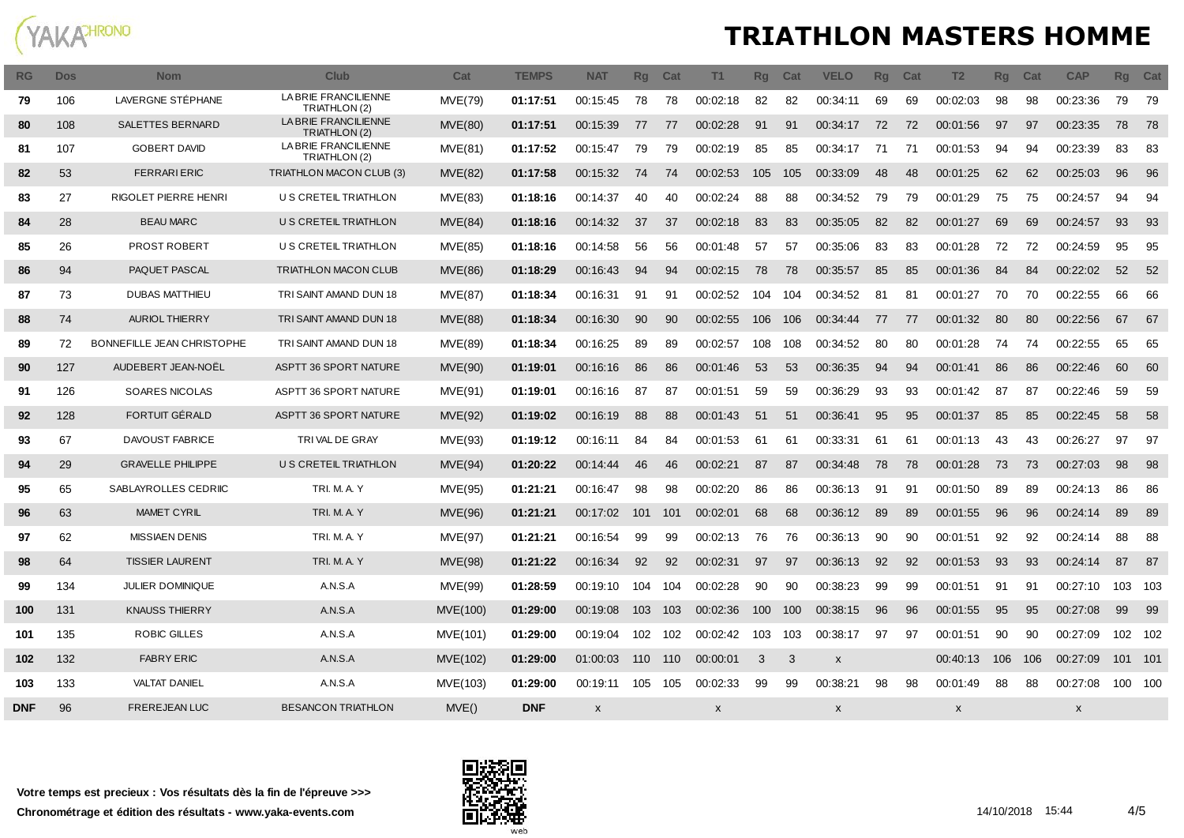# TRIATHLON MASTERS HOMME

| RG | Dos | Nom | Club | Cat | TEMPS | NAT | Rg | Cat | T1 | Rg | Cat | VELO | Rg | Cat | T2 | Rg | Cat | CAP | Rg | Cat |
|---|---|---|---|---|---|---|---|---|---|---|---|---|---|---|---|---|---|---|---|---|
| 79 | 106 | LAVERGNE STÉPHANE | LA BRIE FRANCILIENNE TRIATHLON (2) | MVE(79) | **01:17:51** | 00:15:45 | 78 | 78 | 00:02:18 | 82 | 82 | 00:34:11 | 69 | 69 | 00:02:03 | 98 | 98 | 00:23:36 | 79 | 79 |
| 80 | 108 | SALETTES BERNARD | LA BRIE FRANCILIENNE TRIATHLON (2) | MVE(80) | **01:17:51** | 00:15:39 | 77 | 77 | 00:02:28 | 91 | 91 | 00:34:17 | 72 | 72 | 00:01:56 | 97 | 97 | 00:23:35 | 78 | 78 |
| 81 | 107 | GOBERT DAVID | LA BRIE FRANCILIENNE TRIATHLON (2) | MVE(81) | **01:17:52** | 00:15:47 | 79 | 79 | 00:02:19 | 85 | 85 | 00:34:17 | 71 | 71 | 00:01:53 | 94 | 94 | 00:23:39 | 83 | 83 |
| 82 | 53 | FERRARI ERIC | TRIATHLON MACON CLUB (3) | MVE(82) | **01:17:58** | 00:15:32 | 74 | 74 | 00:02:53 | 105 | 105 | 00:33:09 | 48 | 48 | 00:01:25 | 62 | 62 | 00:25:03 | 96 | 96 |
| 83 | 27 | RIGOLET PIERRE HENRI | U S CRETEIL TRIATHLON | MVE(83) | **01:18:16** | 00:14:37 | 40 | 40 | 00:02:24 | 88 | 88 | 00:34:52 | 79 | 79 | 00:01:29 | 75 | 75 | 00:24:57 | 94 | 94 |
| 84 | 28 | BEAU MARC | U S CRETEIL TRIATHLON | MVE(84) | **01:18:16** | 00:14:32 | 37 | 37 | 00:02:18 | 83 | 83 | 00:35:05 | 82 | 82 | 00:01:27 | 69 | 69 | 00:24:57 | 93 | 93 |
| 85 | 26 | PROST ROBERT | U S CRETEIL TRIATHLON | MVE(85) | **01:18:16** | 00:14:58 | 56 | 56 | 00:01:48 | 57 | 57 | 00:35:06 | 83 | 83 | 00:01:28 | 72 | 72 | 00:24:59 | 95 | 95 |
| 86 | 94 | PAQUET PASCAL | TRIATHLON MACON CLUB | MVE(86) | **01:18:29** | 00:16:43 | 94 | 94 | 00:02:15 | 78 | 78 | 00:35:57 | 85 | 85 | 00:01:36 | 84 | 84 | 00:22:02 | 52 | 52 |
| 87 | 73 | DUBAS MATTHIEU | TRI SAINT AMAND DUN 18 | MVE(87) | **01:18:34** | 00:16:31 | 91 | 91 | 00:02:52 | 104 | 104 | 00:34:52 | 81 | 81 | 00:01:27 | 70 | 70 | 00:22:55 | 66 | 66 |
| 88 | 74 | AURIOL THIERRY | TRI SAINT AMAND DUN 18 | MVE(88) | **01:18:34** | 00:16:30 | 90 | 90 | 00:02:55 | 106 | 106 | 00:34:44 | 77 | 77 | 00:01:32 | 80 | 80 | 00:22:56 | 67 | 67 |
| 89 | 72 | BONNEFILLE JEAN CHRISTOPHE | TRI SAINT AMAND DUN 18 | MVE(89) | **01:18:34** | 00:16:25 | 89 | 89 | 00:02:57 | 108 | 108 | 00:34:52 | 80 | 80 | 00:01:28 | 74 | 74 | 00:22:55 | 65 | 65 |
| 90 | 127 | AUDEBERT JEAN-NOËL | ASPTT 36 SPORT NATURE | MVE(90) | **01:19:01** | 00:16:16 | 86 | 86 | 00:01:46 | 53 | 53 | 00:36:35 | 94 | 94 | 00:01:41 | 86 | 86 | 00:22:46 | 60 | 60 |
| 91 | 126 | SOARES NICOLAS | ASPTT 36 SPORT NATURE | MVE(91) | **01:19:01** | 00:16:16 | 87 | 87 | 00:01:51 | 59 | 59 | 00:36:29 | 93 | 93 | 00:01:42 | 87 | 87 | 00:22:46 | 59 | 59 |
| 92 | 128 | FORTUIT GÉRALD | ASPTT 36 SPORT NATURE | MVE(92) | **01:19:02** | 00:16:19 | 88 | 88 | 00:01:43 | 51 | 51 | 00:36:41 | 95 | 95 | 00:01:37 | 85 | 85 | 00:22:45 | 58 | 58 |
| 93 | 67 | DAVOUST FABRICE | TRI VAL DE GRAY | MVE(93) | **01:19:12** | 00:16:11 | 84 | 84 | 00:01:53 | 61 | 61 | 00:33:31 | 61 | 61 | 00:01:13 | 43 | 43 | 00:26:27 | 97 | 97 |
| 94 | 29 | GRAVELLE PHILIPPE | U S CRETEIL TRIATHLON | MVE(94) | **01:20:22** | 00:14:44 | 46 | 46 | 00:02:21 | 87 | 87 | 00:34:48 | 78 | 78 | 00:01:28 | 73 | 73 | 00:27:03 | 98 | 98 |
| 95 | 65 | SABLAYROLLES CEDRIIC | TRI. M. A. Y | MVE(95) | **01:21:21** | 00:16:47 | 98 | 98 | 00:02:20 | 86 | 86 | 00:36:13 | 91 | 91 | 00:01:50 | 89 | 89 | 00:24:13 | 86 | 86 |
| 96 | 63 | MAMET CYRIL | TRI. M. A. Y | MVE(96) | **01:21:21** | 00:17:02 | 101 | 101 | 00:02:01 | 68 | 68 | 00:36:12 | 89 | 89 | 00:01:55 | 96 | 96 | 00:24:14 | 89 | 89 |
| 97 | 62 | MISSIAEN DENIS | TRI. M. A. Y | MVE(97) | **01:21:21** | 00:16:54 | 99 | 99 | 00:02:13 | 76 | 76 | 00:36:13 | 90 | 90 | 00:01:51 | 92 | 92 | 00:24:14 | 88 | 88 |
| 98 | 64 | TISSIER LAURENT | TRI. M. A. Y | MVE(98) | **01:21:22** | 00:16:34 | 92 | 92 | 00:02:31 | 97 | 97 | 00:36:13 | 92 | 92 | 00:01:53 | 93 | 93 | 00:24:14 | 87 | 87 |
| 99 | 134 | JULIER DOMINIQUE | A.N.S.A | MVE(99) | **01:28:59** | 00:19:10 | 104 | 104 | 00:02:28 | 90 | 90 | 00:38:23 | 99 | 99 | 00:01:51 | 91 | 91 | 00:27:10 | 103 | 103 |
| 100 | 131 | KNAUSS THIERRY | A.N.S.A | MVE(100) | **01:29:00** | 00:19:08 | 103 | 103 | 00:02:36 | 100 | 100 | 00:38:15 | 96 | 96 | 00:01:55 | 95 | 95 | 00:27:08 | 99 | 99 |
| 101 | 135 | ROBIC GILLES | A.N.S.A | MVE(101) | **01:29:00** | 00:19:04 | 102 | 102 | 00:02:42 | 103 | 103 | 00:38:17 | 97 | 97 | 00:01:51 | 90 | 90 | 00:27:09 | 102 | 102 |
| 102 | 132 | FABRY ERIC | A.N.S.A | MVE(102) | **01:29:00** | 01:00:03 | 110 | 110 | 00:00:01 | 3 | 3 | x | | | 00:40:13 | 106 | 106 | 00:27:09 | 101 | 101 |
| 103 | 133 | VALTAT DANIEL | A.N.S.A | MVE(103) | **01:29:00** | 00:19:11 | 105 | 105 | 00:02:33 | 99 | 99 | 00:38:21 | 98 | 98 | 00:01:49 | 88 | 88 | 00:27:08 | 100 | 100 |
| DNF | 96 | FREREJEAN LUC | BESANCON TRIATHLON | MVE() | **DNF** | x | | | x | | | x | | | x | | | x | | |

**Votre temps est precieux : Vos résultats dès la fin de l'épreuve >>>**

**Chronométrage et édition des résultats - www.yaka-events.com**

14/10/2018 15:44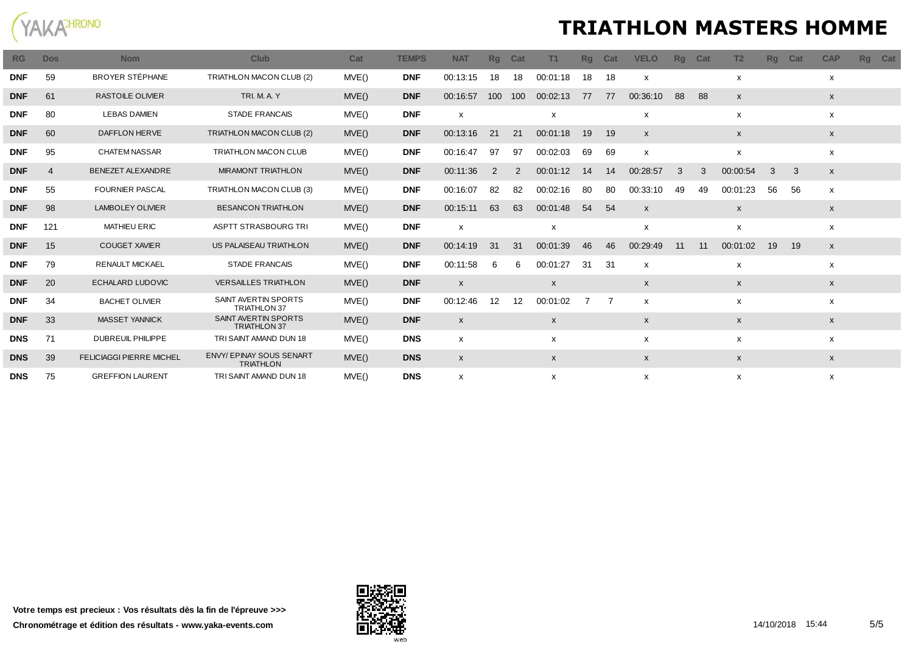# TRIATHLON MASTERS HOMME

| RG | Dos | Nom | Club | Cat | TEMPS | NAT | Rg | Cat | T1 | Rg | Cat | VELO | Rg | Cat | T2 | Rg | Cat | CAP | Rg | Cat |
|---|---|---|---|---|---|---|---|---|---|---|---|---|---|---|---|---|---|---|---|---|
| **DNF** | 59 | BROYER STÉPHANE | TRIATHLON MACON CLUB (2) | MVE() | **DNF** | 00:13:15 | 18 | 18 | 00:01:18 | 18 | 18 | x | | | x | | | x | | |
| **DNF** | 61 | RASTOILE OLIVIER | TRI. M. A. Y | MVE() | **DNF** | 00:16:57 | 100 | 100 | 00:02:13 | 77 | 77 | 00:36:10 | 88 | 88 | x | | | x | | |
| **DNF** | 80 | LEBAS DAMIEN | STADE FRANCAIS | MVE() | **DNF** | x | | | x | | | x | | | x | | | x | | |
| **DNF** | 60 | DAFFLON HERVE | TRIATHLON MACON CLUB (2) | MVE() | **DNF** | 00:13:16 | 21 | 21 | 00:01:18 | 19 | 19 | x | | | x | | | x | | |
| **DNF** | 95 | CHATEM NASSAR | TRIATHLON MACON CLUB | MVE() | **DNF** | 00:16:47 | 97 | 97 | 00:02:03 | 69 | 69 | x | | | x | | | x | | |
| **DNF** | 4 | BENEZET ALEXANDRE | MIRAMONT TRIATHLON | MVE() | **DNF** | 00:11:36 | 2 | 2 | 00:01:12 | 14 | 14 | 00:28:57 | 3 | 3 | 00:00:54 | 3 | 3 | x | | |
| **DNF** | 55 | FOURNIER PASCAL | TRIATHLON MACON CLUB (3) | MVE() | **DNF** | 00:16:07 | 82 | 82 | 00:02:16 | 80 | 80 | 00:33:10 | 49 | 49 | 00:01:23 | 56 | 56 | x | | |
| **DNF** | 98 | LAMBOLEY OLIVIER | BESANCON TRIATHLON | MVE() | **DNF** | 00:15:11 | 63 | 63 | 00:01:48 | 54 | 54 | x | | | x | | | x | | |
| **DNF** | 121 | MATHIEU ERIC | ASPTT STRASBOURG TRI | MVE() | **DNF** | x | | | x | | | x | | | x | | | x | | |
| **DNF** | 15 | COUGET XAVIER | US PALAISEAU TRIATHLON | MVE() | **DNF** | 00:14:19 | 31 | 31 | 00:01:39 | 46 | 46 | 00:29:49 | 11 | 11 | 00:01:02 | 19 | 19 | x | | |
| **DNF** | 79 | RENAULT MICKAEL | STADE FRANCAIS | MVE() | **DNF** | 00:11:58 | 6 | 6 | 00:01:27 | 31 | 31 | x | | | x | | | x | | |
| **DNF** | 20 | ECHALARD LUDOVIC | VERSAILLES TRIATHLON | MVE() | **DNF** | x | | | x | | | x | | | x | | | x | | |
| **DNF** | 34 | BACHET OLIVIER | SAINT AVERTIN SPORTS TRIATHLON 37 | MVE() | **DNF** | 00:12:46 | 12 | 12 | 00:01:02 | 7 | 7 | x | | | x | | | x | | |
| **DNF** | 33 | MASSET YANNICK | SAINT AVERTIN SPORTS TRIATHLON 37 | MVE() | **DNF** | x | | | x | | | x | | | x | | | x | | |
| **DNS** | 71 | DUBREUIL PHILIPPE | TRI SAINT AMAND DUN 18 | MVE() | **DNS** | x | | | x | | | x | | | x | | | x | | |
| **DNS** | 39 | FELICIAGGI PIERRE MICHEL | ENVY/ EPINAY SOUS SENART TRIATHLON | MVE() | **DNS** | x | | | x | | | x | | | x | | | x | | |
| **DNS** | 75 | GREFFION LAURENT | TRI SAINT AMAND DUN 18 | MVE() | **DNS** | x | | | x | | | x | | | x | | | x | | |

**Votre temps est precieux : Vos résultats dès la fin de l'épreuve >>>**

**Chronométrage et édition des résultats - www.yaka-events.com**

14/10/2018 15:44